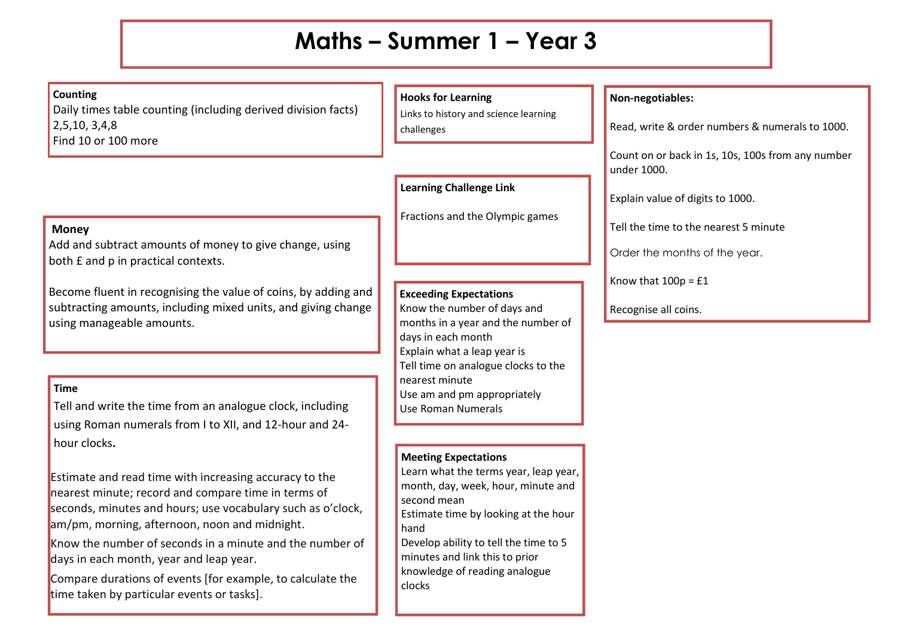# Maths – Summer 1 – Year 3

**Counting**

Daily times table counting (including derived division facts)
2,5,10, 3,4,8
Find 10 or 100 more

**Money**

Add and subtract amounts of money to give change, using both £ and p in practical contexts.

Become fluent in recognising the value of coins, by adding and subtracting amounts, including mixed units, and giving change using manageable amounts.

**Time**

Tell and write the time from an analogue clock, including using Roman numerals from I to XII, and 12-hour and 24-hour clocks.

Estimate and read time with increasing accuracy to the nearest minute; record and compare time in terms of seconds, minutes and hours; use vocabulary such as o'clock, am/pm, morning, afternoon, noon and midnight.

Know the number of seconds in a minute and the number of days in each month, year and leap year.

Compare durations of events [for example, to calculate the time taken by particular events or tasks].

**Hooks for Learning**

Links to history and science learning challenges

**Learning Challenge Link**

Fractions and the Olympic games

**Exceeding Expectations**

Know the number of days and months in a year and the number of days in each month
Explain what a leap year is
Tell time on analogue clocks to the nearest minute
Use am and pm appropriately
Use Roman Numerals

**Meeting Expectations**

Learn what the terms year, leap year, month, day, week, hour, minute and second mean
Estimate time by looking at the hour hand
Develop ability to tell the time to 5 minutes and link this to prior knowledge of reading analogue clocks

**Non-negotiables:**

Read, write & order numbers & numerals to 1000.

Count on or back in 1s, 10s, 100s from any number under 1000.

Explain value of digits to 1000.

Tell the time to the nearest 5 minute

Order the months of the year.

Know that 100p = £1

Recognise all coins.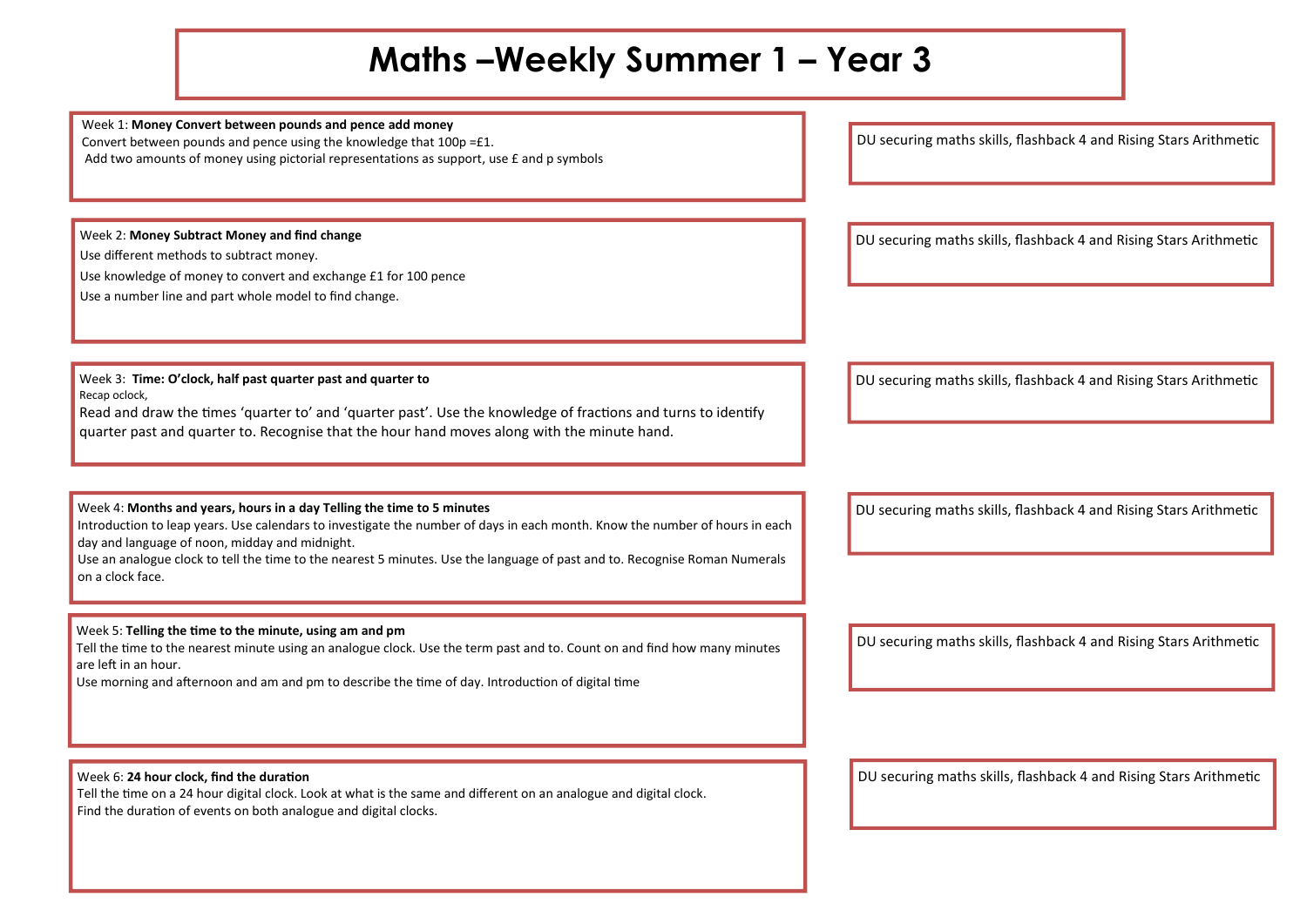# Maths –Weekly Summer 1 – Year 3

Week 1: **Money Convert between pounds and pence add money**
Convert between pounds and pence using the knowledge that 100p =£1.
Add two amounts of money using pictorial representations as support, use £ and p symbols

DU securing maths skills, flashback 4 and Rising Stars Arithmetic

Week 2: **Money Subtract Money and find change**
Use different methods to subtract money.
Use knowledge of money to convert and exchange £1 for 100 pence
Use a number line and part whole model to find change.

DU securing maths skills, flashback 4 and Rising Stars Arithmetic

Week 3: **Time: O'clock, half past quarter past and quarter to**
Recap oclock,
Read and draw the times 'quarter to' and 'quarter past'. Use the knowledge of fractions and turns to identify quarter past and quarter to. Recognise that the hour hand moves along with the minute hand.

DU securing maths skills, flashback 4 and Rising Stars Arithmetic

Week 4: **Months and years, hours in a day Telling the time to 5 minutes**
Introduction to leap years. Use calendars to investigate the number of days in each month. Know the number of hours in each day and language of noon, midday and midnight.
Use an analogue clock to tell the time to the nearest 5 minutes. Use the language of past and to. Recognise Roman Numerals on a clock face.

DU securing maths skills, flashback 4 and Rising Stars Arithmetic

Week 5: **Telling the time to the minute, using am and pm**
Tell the time to the nearest minute using an analogue clock. Use the term past and to. Count on and find how many minutes are left in an hour.
Use morning and afternoon and am and pm to describe the time of day. Introduction of digital time

DU securing maths skills, flashback 4 and Rising Stars Arithmetic

Week 6: **24 hour clock, find the duration**
Tell the time on a 24 hour digital clock. Look at what is the same and different on an analogue and digital clock.
Find the duration of events on both analogue and digital clocks.

DU securing maths skills, flashback 4 and Rising Stars Arithmetic